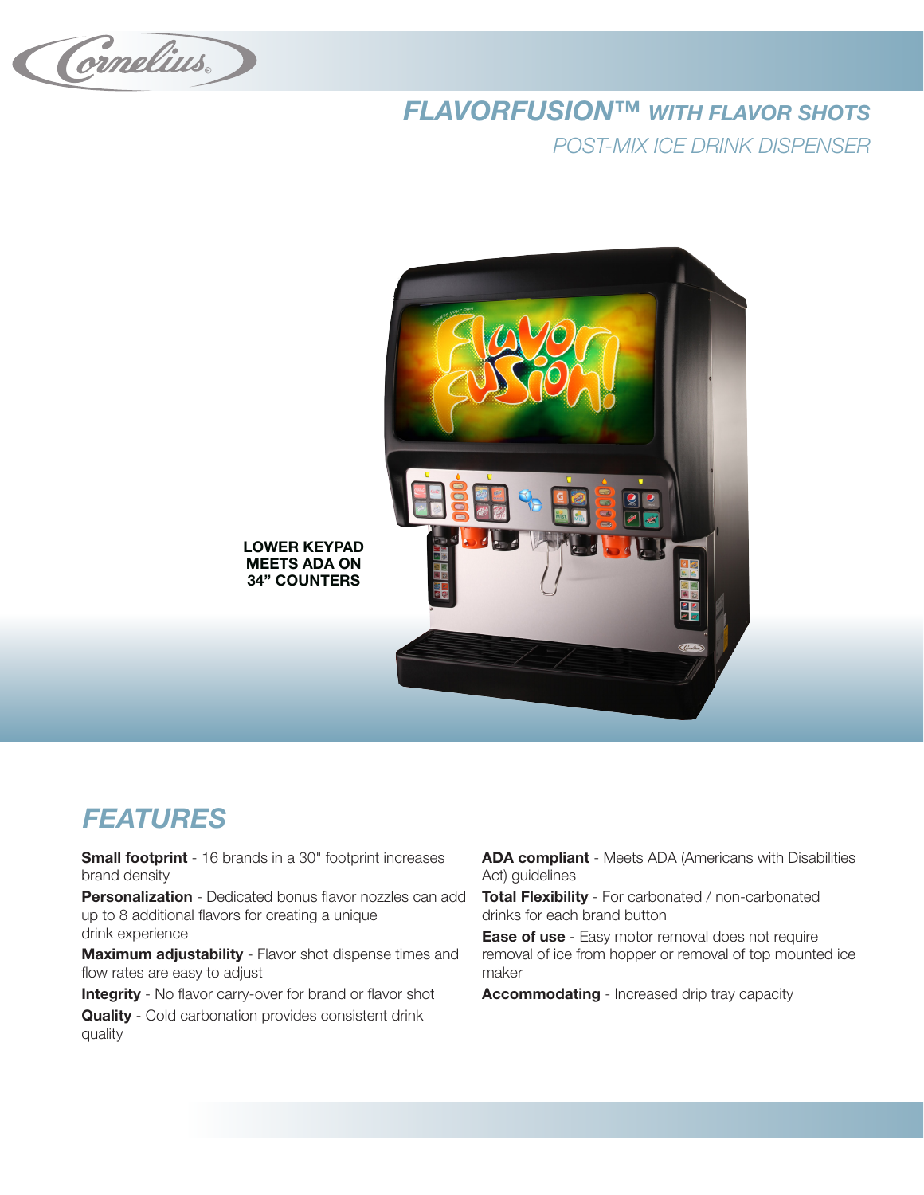# FLAVORFUSION™ WITH FLAVOR SHOTS

## POST-MIX ICE DRINK DISPENSER

**LOWER KEYPAD MEETS ADA ON 34" COUNTERS**

## FEATURES

**Small footprint** - 16 brands in a 30" footprint increases brand density

**Personalization** - Dedicated bonus flavor nozzles can add up to 8 additional flavors for creating a unique drink experience

**Maximum adjustability** - Flavor shot dispense times and flow rates are easy to adjust

**Integrity** - No flavor carry-over for brand or flavor shot

**Quality** - Cold carbonation provides consistent drink quality

**ADA compliant** - Meets ADA (Americans with Disabilities Act) guidelines

**Total Flexibility** - For carbonated / non-carbonated drinks for each brand button

**Ease of use** - Easy motor removal does not require removal of ice from hopper or removal of top mounted ice maker

**Accommodating** - Increased drip tray capacity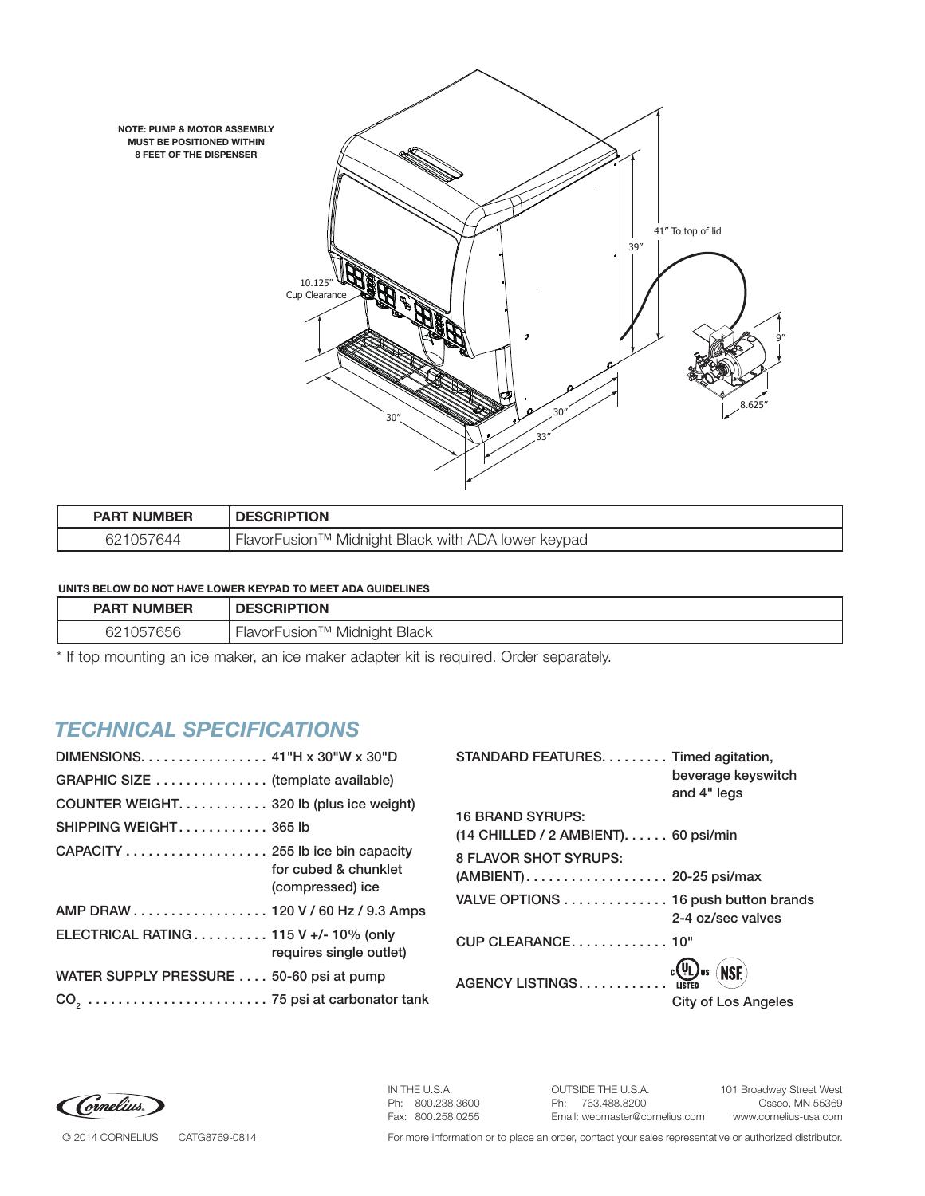NOTE: PUMP & MOTOR ASSEMBLY MUST BE POSITIONED WITHIN 8 FEET OF THE DISPENSER

41" To top of lid

39"

10.125" Cup Clearance

9"

8.625"

30"

30"

33"

| PART NUMBER | DESCRIPTION |
|---|---|
| 621057644 | FlavorFusion™ Midnight Black with ADA lower keypad |

**UNITS BELOW DO NOT HAVE LOWER KEYPAD TO MEET ADA GUIDELINES**

| PART NUMBER | DESCRIPTION |
|---|---|
| 621057656 | FlavorFusion™ Midnight Black |

* If top mounting an ice maker, an ice maker adapter kit is required. Order separately.

## *TECHNICAL SPECIFICATIONS*

**DIMENSIONS** . . . . . . . . . . . . . . . . . 41"H x 30"W x 30"D

**GRAPHIC SIZE** . . . . . . . . . . . . . . . (template available)

**COUNTER WEIGHT** . . . . . . . . . . . . 320 lb (plus ice weight)

**SHIPPING WEIGHT** . . . . . . . . . . . . 365 lb

**CAPACITY** . . . . . . . . . . . . . . . . . . . 255 lb ice bin capacity for cubed & chunklet (compressed) ice

**AMP DRAW** . . . . . . . . . . . . . . . . . . 120 V / 60 Hz / 9.3 Amps

**ELECTRICAL RATING** . . . . . . . . . . 115 V +/- 10% (only requires single outlet)

**WATER SUPPLY PRESSURE** . . . . 50-60 psi at pump

**$CO_2$** . . . . . . . . . . . . . . . . . . . . . . . . 75 psi at carbonator tank

**STANDARD FEATURES** . . . . . . . . . Timed agitation, beverage keyswitch and 4" legs

**16 BRAND SYRUPS: (14 CHILLED / 2 AMBIENT)** . . . . . . 60 psi/min

**8 FLAVOR SHOT SYRUPS: (AMBIENT)** . . . . . . . . . . . . . . . . . . . 20-25 psi/max

**VALVE OPTIONS** . . . . . . . . . . . . . . 16 push button brands 2-4 oz/sec valves

**CUP CLEARANCE** . . . . . . . . . . . . . 10"

**AGENCY LISTINGS** . . . . . . . . . . . . cULus LISTED, NSF, City of Los Angeles

© 2014 CORNELIUS CATG8769-0814

IN THE U.S.A.
Ph: 800.238.3600
Fax: 800.258.0255

OUTSIDE THE U.S.A.
Ph: 763.488.8200
Email: webmaster@cornelius.com

101 Broadway Street West
Osseo, MN 55369
www.cornelius-usa.com

For more information or to place an order, contact your sales representative or authorized distributor.